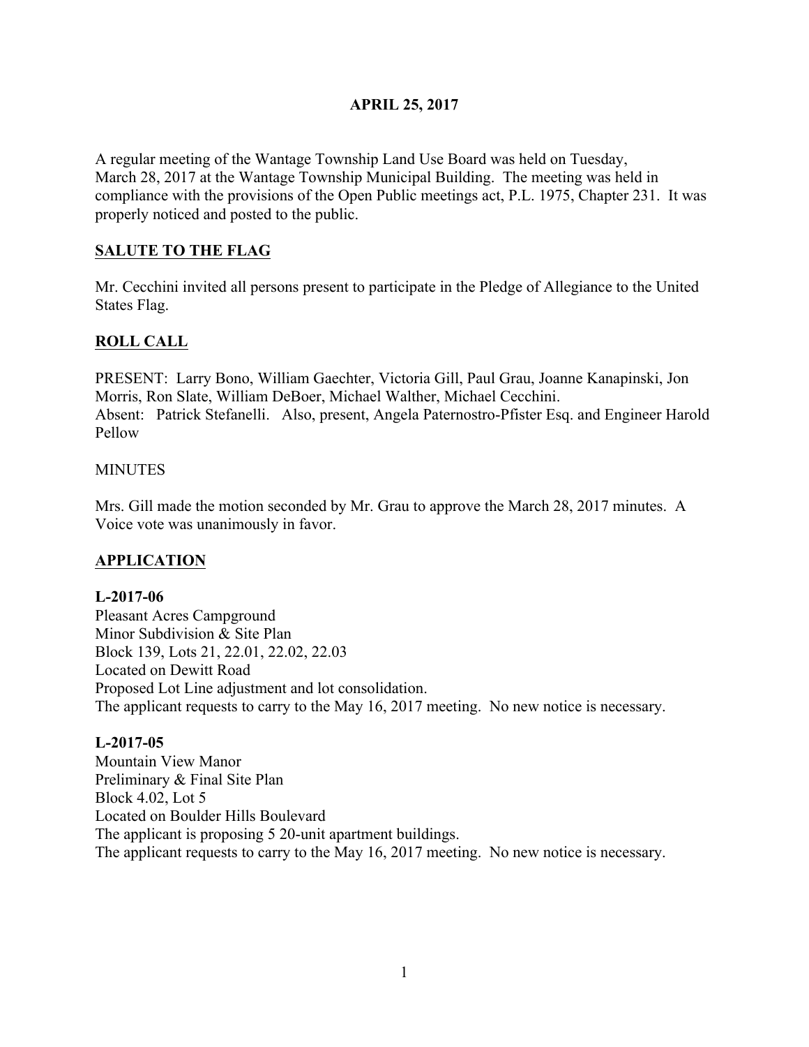**APRIL 25, 2017**

A regular meeting of the Wantage Township Land Use Board was held on Tuesday, March 28, 2017 at the Wantage Township Municipal Building. The meeting was held in compliance with the provisions of the Open Public meetings act, P.L. 1975, Chapter 231. It was properly noticed and posted to the public.

## SALUTE TO THE FLAG

Mr. Cecchini invited all persons present to participate in the Pledge of Allegiance to the United States Flag.

## ROLL CALL

PRESENT: Larry Bono, William Gaechter, Victoria Gill, Paul Grau, Joanne Kanapinski, Jon Morris, Ron Slate, William DeBoer, Michael Walther, Michael Cecchini.
Absent: Patrick Stefanelli. Also, present, Angela Paternostro-Pfister Esq. and Engineer Harold Pellow

MINUTES

Mrs. Gill made the motion seconded by Mr. Grau to approve the March 28, 2017 minutes. A Voice vote was unanimously in favor.

## APPLICATION

**L-2017-06**
Pleasant Acres Campground
Minor Subdivision & Site Plan
Block 139, Lots 21, 22.01, 22.02, 22.03
Located on Dewitt Road
Proposed Lot Line adjustment and lot consolidation.
The applicant requests to carry to the May 16, 2017 meeting. No new notice is necessary.

**L-2017-05**
Mountain View Manor
Preliminary & Final Site Plan
Block 4.02, Lot 5
Located on Boulder Hills Boulevard
The applicant is proposing 5 20-unit apartment buildings.
The applicant requests to carry to the May 16, 2017 meeting. No new notice is necessary.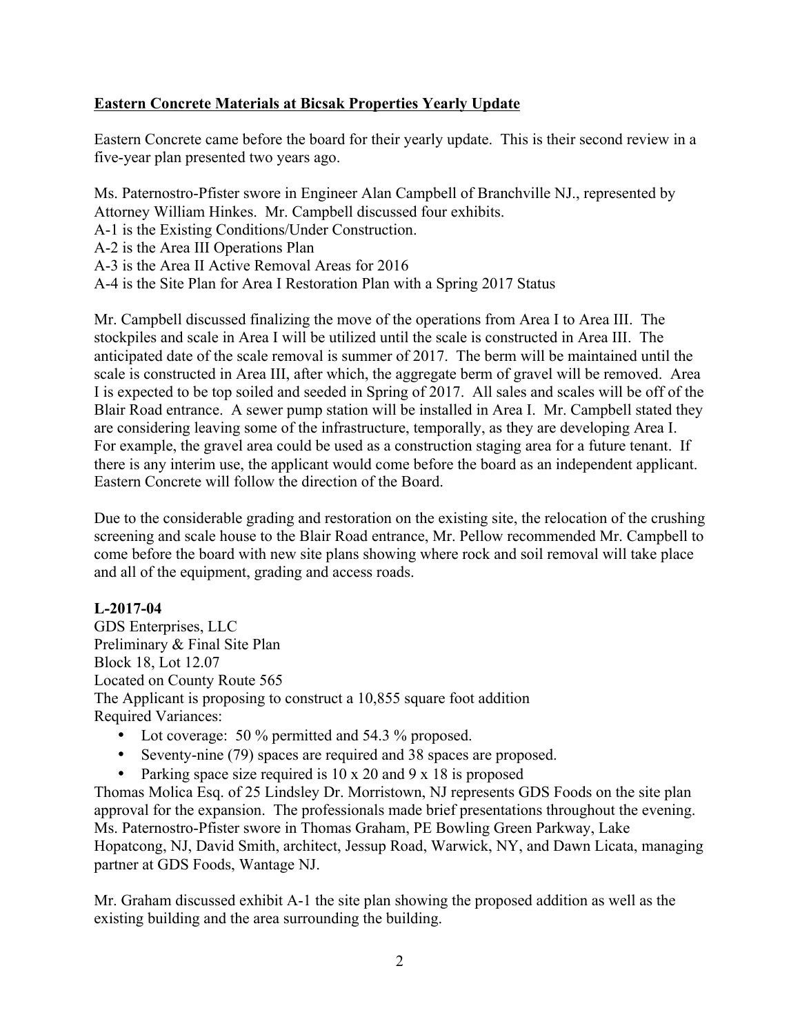**Eastern Concrete Materials at Bicsak Properties Yearly Update**

Eastern Concrete came before the board for their yearly update. This is their second review in a five-year plan presented two years ago.

Ms. Paternostro-Pfister swore in Engineer Alan Campbell of Branchville NJ., represented by Attorney William Hinkes. Mr. Campbell discussed four exhibits.
A-1 is the Existing Conditions/Under Construction.
A-2 is the Area III Operations Plan
A-3 is the Area II Active Removal Areas for 2016
A-4 is the Site Plan for Area I Restoration Plan with a Spring 2017 Status

Mr. Campbell discussed finalizing the move of the operations from Area I to Area III. The stockpiles and scale in Area I will be utilized until the scale is constructed in Area III. The anticipated date of the scale removal is summer of 2017. The berm will be maintained until the scale is constructed in Area III, after which, the aggregate berm of gravel will be removed. Area I is expected to be top soiled and seeded in Spring of 2017. All sales and scales will be off of the Blair Road entrance. A sewer pump station will be installed in Area I. Mr. Campbell stated they are considering leaving some of the infrastructure, temporally, as they are developing Area I. For example, the gravel area could be used as a construction staging area for a future tenant. If there is any interim use, the applicant would come before the board as an independent applicant. Eastern Concrete will follow the direction of the Board.

Due to the considerable grading and restoration on the existing site, the relocation of the crushing screening and scale house to the Blair Road entrance, Mr. Pellow recommended Mr. Campbell to come before the board with new site plans showing where rock and soil removal will take place and all of the equipment, grading and access roads.

**L-2017-04**
GDS Enterprises, LLC
Preliminary & Final Site Plan
Block 18, Lot 12.07
Located on County Route 565
The Applicant is proposing to construct a 10,855 square foot addition
Required Variances:

- Lot coverage: 50 % permitted and 54.3 % proposed.
- Seventy-nine (79) spaces are required and 38 spaces are proposed.
- Parking space size required is 10 x 20 and 9 x 18 is proposed

Thomas Molica Esq. of 25 Lindsley Dr. Morristown, NJ represents GDS Foods on the site plan approval for the expansion. The professionals made brief presentations throughout the evening. Ms. Paternostro-Pfister swore in Thomas Graham, PE Bowling Green Parkway, Lake Hopatcong, NJ, David Smith, architect, Jessup Road, Warwick, NY, and Dawn Licata, managing partner at GDS Foods, Wantage NJ.

Mr. Graham discussed exhibit A-1 the site plan showing the proposed addition as well as the existing building and the area surrounding the building.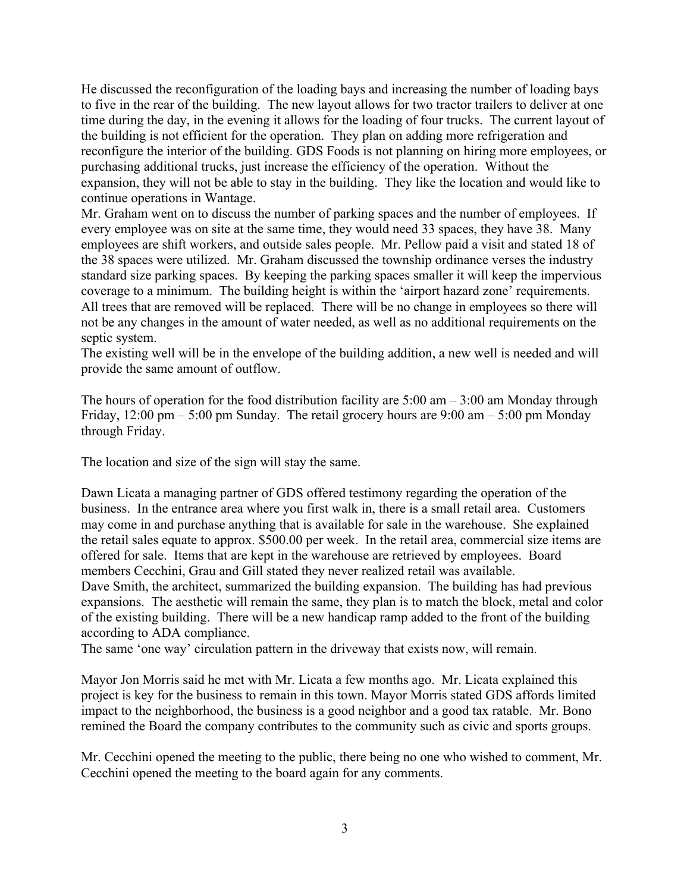He discussed the reconfiguration of the loading bays and increasing the number of loading bays to five in the rear of the building. The new layout allows for two tractor trailers to deliver at one time during the day, in the evening it allows for the loading of four trucks. The current layout of the building is not efficient for the operation. They plan on adding more refrigeration and reconfigure the interior of the building. GDS Foods is not planning on hiring more employees, or purchasing additional trucks, just increase the efficiency of the operation. Without the expansion, they will not be able to stay in the building. They like the location and would like to continue operations in Wantage.

Mr. Graham went on to discuss the number of parking spaces and the number of employees. If every employee was on site at the same time, they would need 33 spaces, they have 38. Many employees are shift workers, and outside sales people. Mr. Pellow paid a visit and stated 18 of the 38 spaces were utilized. Mr. Graham discussed the township ordinance verses the industry standard size parking spaces. By keeping the parking spaces smaller it will keep the impervious coverage to a minimum. The building height is within the 'airport hazard zone' requirements. All trees that are removed will be replaced. There will be no change in employees so there will not be any changes in the amount of water needed, as well as no additional requirements on the septic system.

The existing well will be in the envelope of the building addition, a new well is needed and will provide the same amount of outflow.

The hours of operation for the food distribution facility are 5:00 am – 3:00 am Monday through Friday, 12:00 pm – 5:00 pm Sunday. The retail grocery hours are 9:00 am – 5:00 pm Monday through Friday.

The location and size of the sign will stay the same.

Dawn Licata a managing partner of GDS offered testimony regarding the operation of the business. In the entrance area where you first walk in, there is a small retail area. Customers may come in and purchase anything that is available for sale in the warehouse. She explained the retail sales equate to approx. $500.00 per week. In the retail area, commercial size items are offered for sale. Items that are kept in the warehouse are retrieved by employees. Board members Cecchini, Grau and Gill stated they never realized retail was available.

Dave Smith, the architect, summarized the building expansion. The building has had previous expansions. The aesthetic will remain the same, they plan is to match the block, metal and color of the existing building. There will be a new handicap ramp added to the front of the building according to ADA compliance.

The same 'one way' circulation pattern in the driveway that exists now, will remain.

Mayor Jon Morris said he met with Mr. Licata a few months ago. Mr. Licata explained this project is key for the business to remain in this town. Mayor Morris stated GDS affords limited impact to the neighborhood, the business is a good neighbor and a good tax ratable. Mr. Bono remined the Board the company contributes to the community such as civic and sports groups.

Mr. Cecchini opened the meeting to the public, there being no one who wished to comment, Mr. Cecchini opened the meeting to the board again for any comments.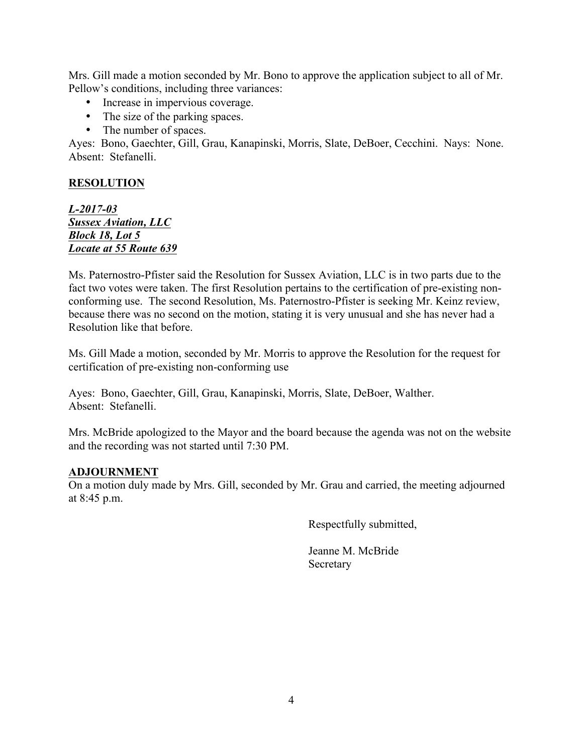Mrs. Gill made a motion seconded by Mr. Bono to approve the application subject to all of Mr. Pellow's conditions, including three variances:

- Increase in impervious coverage.
- The size of the parking spaces.
- The number of spaces.

Ayes: Bono, Gaechter, Gill, Grau, Kanapinski, Morris, Slate, DeBoer, Cecchini. Nays: None. Absent: Stefanelli.

## RESOLUTION

***L-2017-03***
***Sussex Aviation, LLC***
***Block 18, Lot 5***
***Locate at 55 Route 639***

Ms. Paternostro-Pfister said the Resolution for Sussex Aviation, LLC is in two parts due to the fact two votes were taken. The first Resolution pertains to the certification of pre-existing non-conforming use. The second Resolution, Ms. Paternostro-Pfister is seeking Mr. Keinz review, because there was no second on the motion, stating it is very unusual and she has never had a Resolution like that before.

Ms. Gill Made a motion, seconded by Mr. Morris to approve the Resolution for the request for certification of pre-existing non-conforming use

Ayes: Bono, Gaechter, Gill, Grau, Kanapinski, Morris, Slate, DeBoer, Walther.
Absent: Stefanelli.

Mrs. McBride apologized to the Mayor and the board because the agenda was not on the website and the recording was not started until 7:30 PM.

## ADJOURNMENT

On a motion duly made by Mrs. Gill, seconded by Mr. Grau and carried, the meeting adjourned at 8:45 p.m.

Respectfully submitted,

Jeanne M. McBride
Secretary